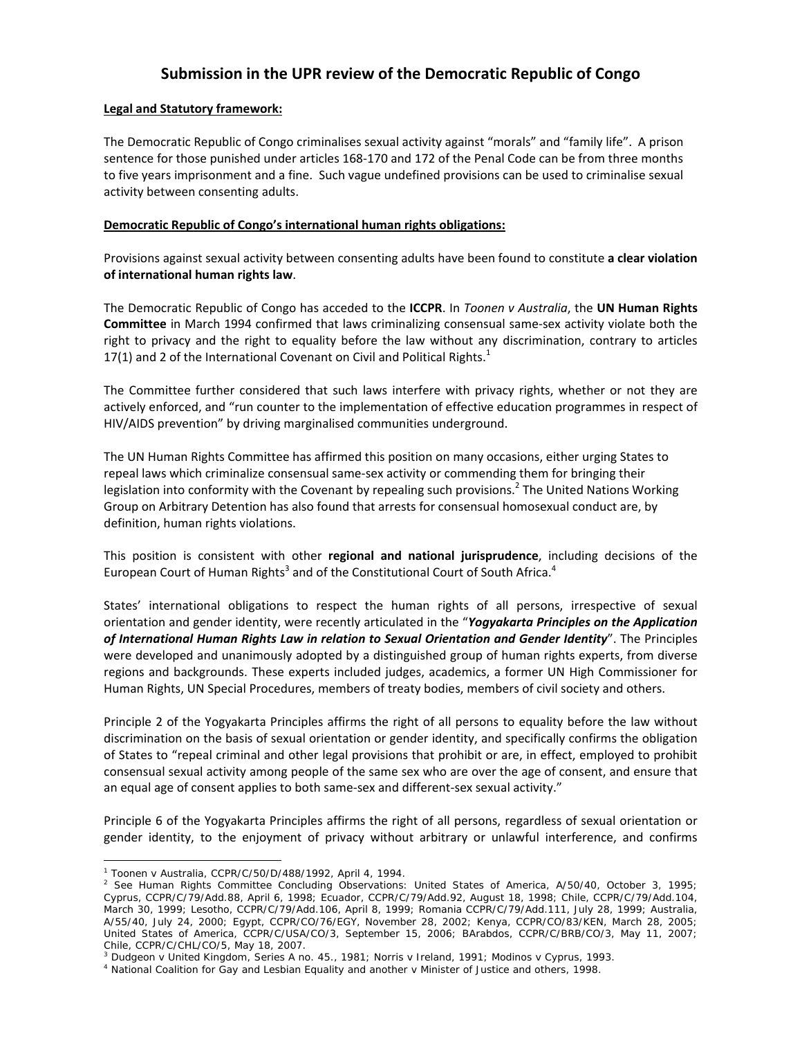# Submission in the UPR review of the Democratic Republic of Congo

**Legal and Statutory framework:**

The Democratic Republic of Congo criminalises sexual activity against "morals" and "family life". A prison sentence for those punished under articles 168-170 and 172 of the Penal Code can be from three months to five years imprisonment and a fine. Such vague undefined provisions can be used to criminalise sexual activity between consenting adults.

**Democratic Republic of Congo's international human rights obligations:**

Provisions against sexual activity between consenting adults have been found to constitute **a clear violation of international human rights law**.

The Democratic Republic of Congo has acceded to the **ICCPR**. In *Toonen v Australia*, the **UN Human Rights Committee** in March 1994 confirmed that laws criminalizing consensual same-sex activity violate both the right to privacy and the right to equality before the law without any discrimination, contrary to articles 17(1) and 2 of the International Covenant on Civil and Political Rights.[1]

The Committee further considered that such laws interfere with privacy rights, whether or not they are actively enforced, and "run counter to the implementation of effective education programmes in respect of HIV/AIDS prevention" by driving marginalised communities underground.

The UN Human Rights Committee has affirmed this position on many occasions, either urging States to repeal laws which criminalize consensual same-sex activity or commending them for bringing their legislation into conformity with the Covenant by repealing such provisions.[2] The United Nations Working Group on Arbitrary Detention has also found that arrests for consensual homosexual conduct are, by definition, human rights violations.

This position is consistent with other **regional and national jurisprudence**, including decisions of the European Court of Human Rights[3] and of the Constitutional Court of South Africa.[4]

States' international obligations to respect the human rights of all persons, irrespective of sexual orientation and gender identity, were recently articulated in the "***Yogyakarta Principles on the Application of International Human Rights Law in relation to Sexual Orientation and Gender Identity***". The Principles were developed and unanimously adopted by a distinguished group of human rights experts, from diverse regions and backgrounds. These experts included judges, academics, a former UN High Commissioner for Human Rights, UN Special Procedures, members of treaty bodies, members of civil society and others.

Principle 2 of the Yogyakarta Principles affirms the right of all persons to equality before the law without discrimination on the basis of sexual orientation or gender identity, and specifically confirms the obligation of States to "repeal criminal and other legal provisions that prohibit or are, in effect, employed to prohibit consensual sexual activity among people of the same sex who are over the age of consent, and ensure that an equal age of consent applies to both same-sex and different-sex sexual activity."

Principle 6 of the Yogyakarta Principles affirms the right of all persons, regardless of sexual orientation or gender identity, to the enjoyment of privacy without arbitrary or unlawful interference, and confirms

---

[1] Toonen v Australia, CCPR/C/50/D/488/1992, April 4, 1994.

[2] See Human Rights Committee Concluding Observations: United States of America, A/50/40, October 3, 1995; Cyprus, CCPR/C/79/Add.88, April 6, 1998; Ecuador, CCPR/C/79/Add.92, August 18, 1998; Chile, CCPR/C/79/Add.104, March 30, 1999; Lesotho, CCPR/C/79/Add.106, April 8, 1999; Romania CCPR/C/79/Add.111, July 28, 1999; Australia, A/55/40, July 24, 2000; Egypt, CCPR/CO/76/EGY, November 28, 2002; Kenya, CCPR/CO/83/KEN, March 28, 2005; United States of America, CCPR/C/USA/CO/3, September 15, 2006; BArabdos, CCPR/C/BRB/CO/3, May 11, 2007; Chile, CCPR/C/CHL/CO/5, May 18, 2007.

[3] Dudgeon v United Kingdom, Series A no. 45., 1981; Norris v Ireland, 1991; Modinos v Cyprus, 1993.

[4] National Coalition for Gay and Lesbian Equality and another v Minister of Justice and others, 1998.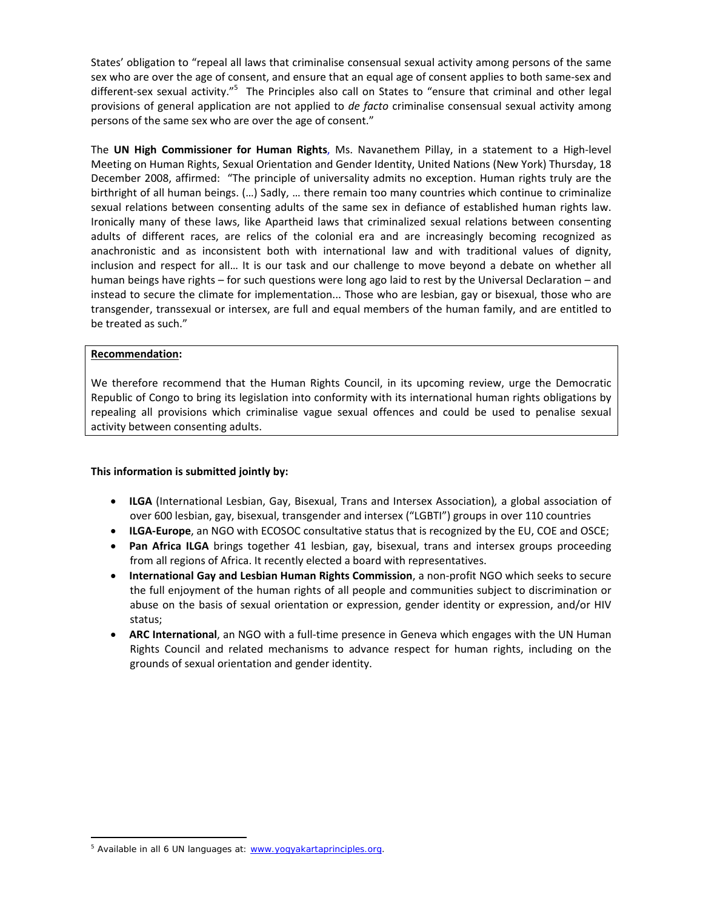States' obligation to "repeal all laws that criminalise consensual sexual activity among persons of the same sex who are over the age of consent, and ensure that an equal age of consent applies to both same-sex and different-sex sexual activity."[5] The Principles also call on States to "ensure that criminal and other legal provisions of general application are not applied to *de facto* criminalise consensual sexual activity among persons of the same sex who are over the age of consent."

The **UN High Commissioner for Human Rights**, Ms. Navanethem Pillay, in a statement to a High-level Meeting on Human Rights, Sexual Orientation and Gender Identity, United Nations (New York) Thursday, 18 December 2008, affirmed: "The principle of universality admits no exception. Human rights truly are the birthright of all human beings. (…) Sadly, … there remain too many countries which continue to criminalize sexual relations between consenting adults of the same sex in defiance of established human rights law. Ironically many of these laws, like Apartheid laws that criminalized sexual relations between consenting adults of different races, are relics of the colonial era and are increasingly becoming recognized as anachronistic and as inconsistent both with international law and with traditional values of dignity, inclusion and respect for all… It is our task and our challenge to move beyond a debate on whether all human beings have rights – for such questions were long ago laid to rest by the Universal Declaration – and instead to secure the climate for implementation... Those who are lesbian, gay or bisexual, those who are transgender, transsexual or intersex, are full and equal members of the human family, and are entitled to be treated as such."

**Recommendation:**

We therefore recommend that the Human Rights Council, in its upcoming review, urge the Democratic Republic of Congo to bring its legislation into conformity with its international human rights obligations by repealing all provisions which criminalise vague sexual offences and could be used to penalise sexual activity between consenting adults.

**This information is submitted jointly by:**

- **ILGA** (International Lesbian, Gay, Bisexual, Trans and Intersex Association), a global association of over 600 lesbian, gay, bisexual, transgender and intersex ("LGBTI") groups in over 110 countries
- **ILGA-Europe**, an NGO with ECOSOC consultative status that is recognized by the EU, COE and OSCE;
- **Pan Africa ILGA** brings together 41 lesbian, gay, bisexual, trans and intersex groups proceeding from all regions of Africa. It recently elected a board with representatives.
- **International Gay and Lesbian Human Rights Commission**, a non-profit NGO which seeks to secure the full enjoyment of the human rights of all people and communities subject to discrimination or abuse on the basis of sexual orientation or expression, gender identity or expression, and/or HIV status;
- **ARC International**, an NGO with a full-time presence in Geneva which engages with the UN Human Rights Council and related mechanisms to advance respect for human rights, including on the grounds of sexual orientation and gender identity.

[5] Available in all 6 UN languages at: www.yogyakartaprinciples.org.